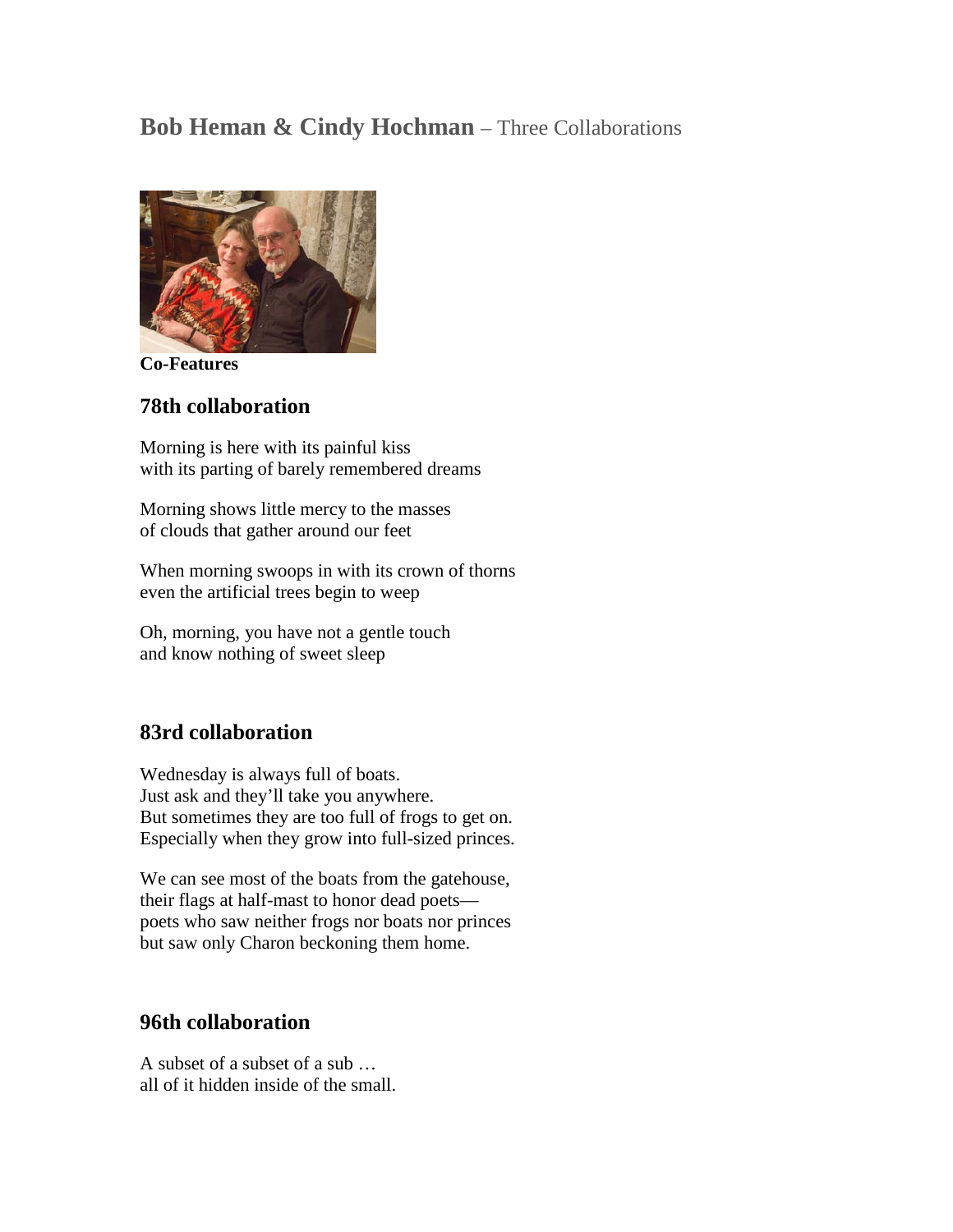# **Bob Heman & Cindy Hochman** – Three Collaborations

**Co-Features**

## 78th collaboration

Morning is here with its painful kiss  
with its parting of barely remembered dreams

Morning shows little mercy to the masses  
of clouds that gather around our feet

When morning swoops in with its crown of thorns  
even the artificial trees begin to weep

Oh, morning, you have not a gentle touch  
and know nothing of sweet sleep

## 83rd collaboration

Wednesday is always full of boats.  
Just ask and they'll take you anywhere.  
But sometimes they are too full of frogs to get on.  
Especially when they grow into full-sized princes.

We can see most of the boats from the gatehouse,  
their flags at half-mast to honor dead poets—  
poets who saw neither frogs nor boats nor princes  
but saw only Charon beckoning them home.

## 96th collaboration

A subset of a subset of a sub …  
all of it hidden inside of the small.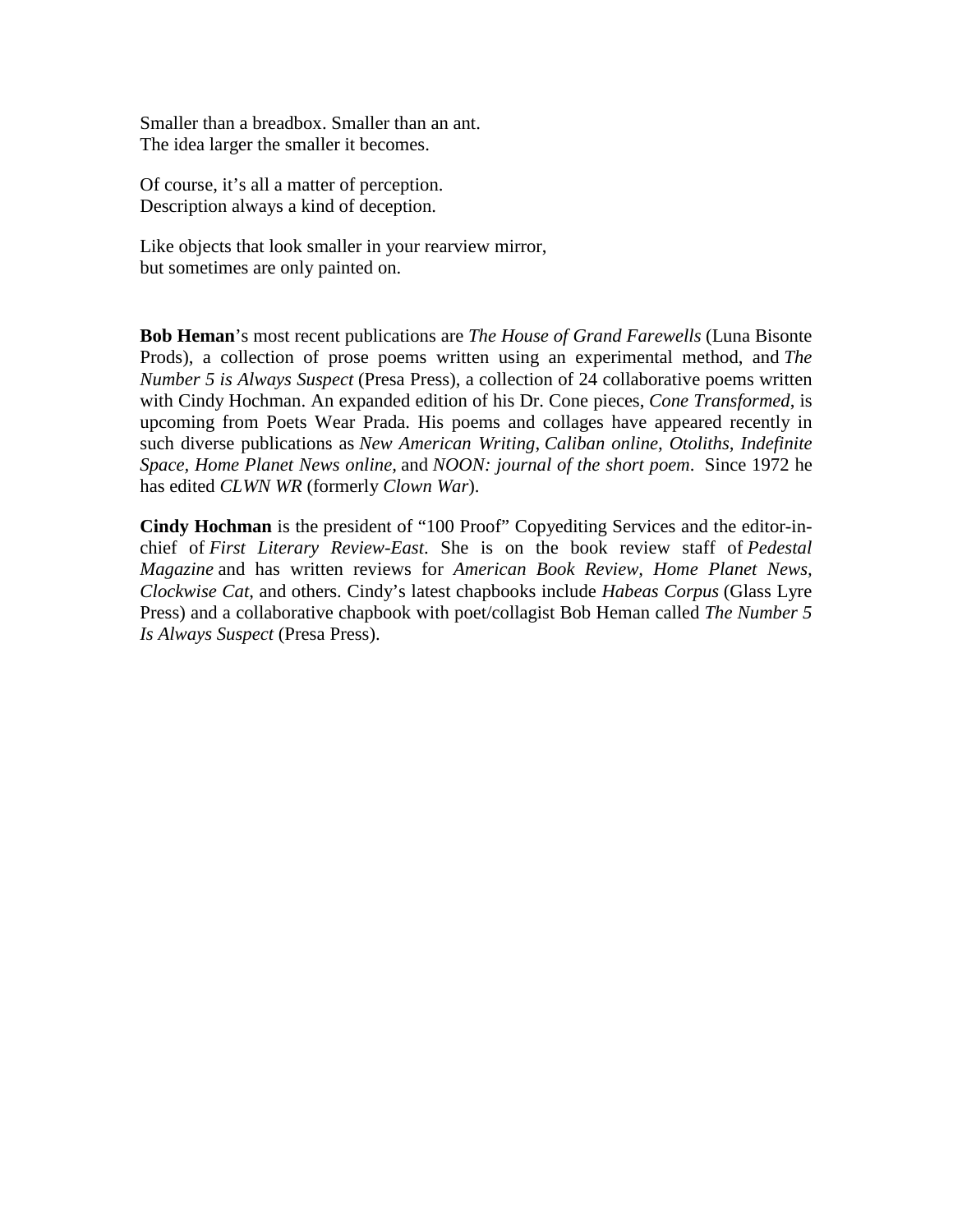Smaller than a breadbox. Smaller than an ant.  
The idea larger the smaller it becomes.

Of course, it's all a matter of perception.  
Description always a kind of deception.

Like objects that look smaller in your rearview mirror,  
but sometimes are only painted on.

**Bob Heman**'s most recent publications are *The House of Grand Farewells* (Luna Bisonte Prods), a collection of prose poems written using an experimental method, and *The Number 5 is Always Suspect* (Presa Press), a collection of 24 collaborative poems written with Cindy Hochman. An expanded edition of his Dr. Cone pieces, *Cone Transformed*, is upcoming from Poets Wear Prada. His poems and collages have appeared recently in such diverse publications as *New American Writing*, *Caliban online, Otoliths, Indefinite Space, Home Planet News online*, and *NOON: journal of the short poem*. Since 1972 he has edited *CLWN WR* (formerly *Clown War*).

**Cindy Hochman** is the president of "100 Proof" Copyediting Services and the editor-in-chief of *First Literary Review-East*. She is on the book review staff of *Pedestal Magazine* and has written reviews for *American Book Review, Home Planet News, Clockwise Cat*, and others. Cindy's latest chapbooks include *Habeas Corpus* (Glass Lyre Press) and a collaborative chapbook with poet/collagist Bob Heman called *The Number 5 Is Always Suspect* (Presa Press).